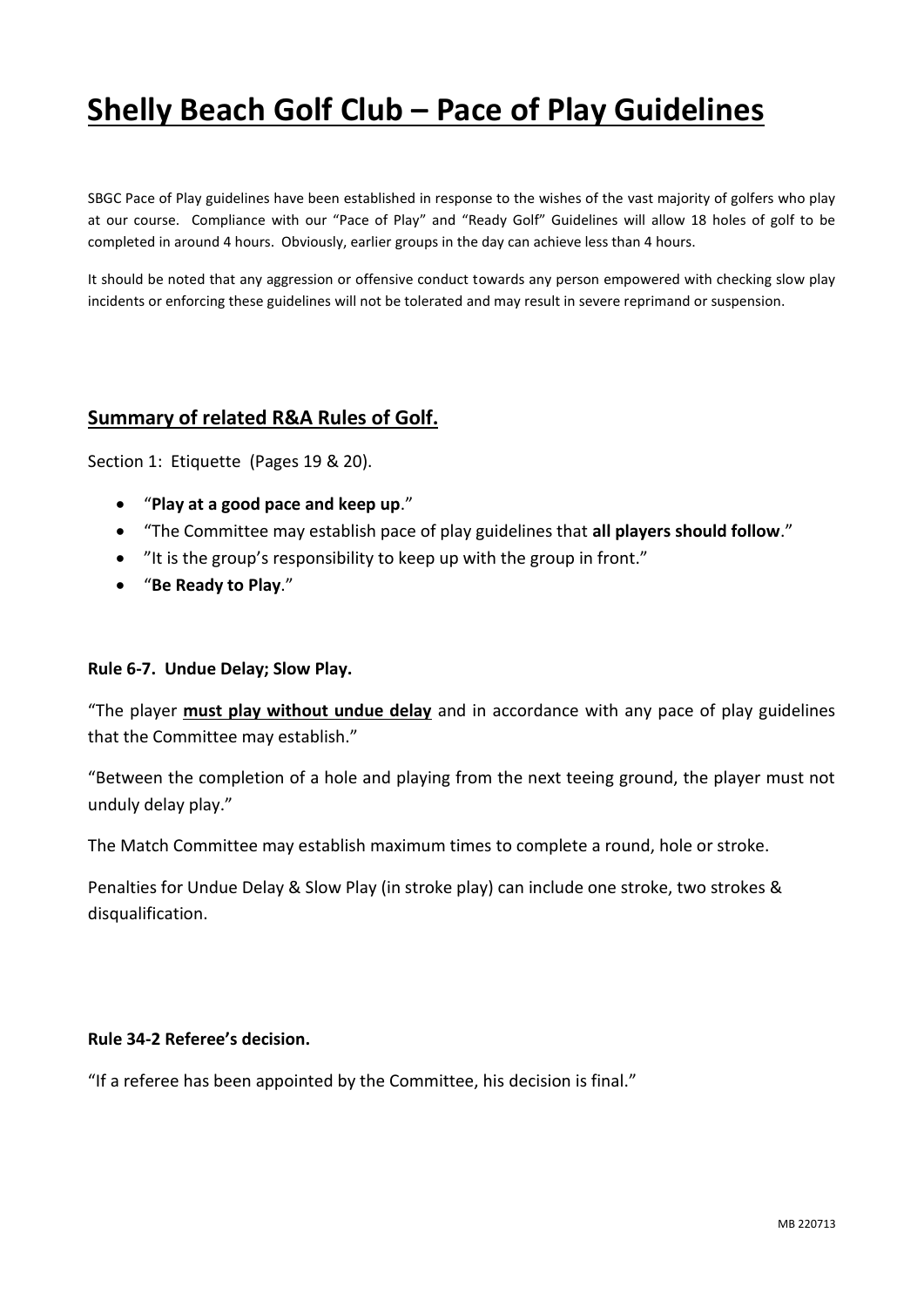# Shelly Beach Golf Club – Pace of Play Guidelines

SBGC Pace of Play guidelines have been established in response to the wishes of the vast majority of golfers who play at our course. Compliance with our "Pace of Play" and "Ready Golf" Guidelines will allow 18 holes of golf to be completed in around 4 hours. Obviously, earlier groups in the day can achieve less than 4 hours.

It should be noted that any aggression or offensive conduct towards any person empowered with checking slow play incidents or enforcing these guidelines will not be tolerated and may result in severe reprimand or suspension.

## Summary of related R&A Rules of Golf.

Section 1: Etiquette (Pages 19 & 20).

- "**Play at a good pace and keep up**."
- "The Committee may establish pace of play guidelines that **all players should follow**."
- "It is the group's responsibility to keep up with the group in front."
- "**Be Ready to Play**."

**Rule 6-7. Undue Delay; Slow Play.**

"The player **must play without undue delay** and in accordance with any pace of play guidelines that the Committee may establish."

"Between the completion of a hole and playing from the next teeing ground, the player must not unduly delay play."

The Match Committee may establish maximum times to complete a round, hole or stroke.

Penalties for Undue Delay & Slow Play (in stroke play) can include one stroke, two strokes & disqualification.

**Rule 34-2 Referee's decision.**

"If a referee has been appointed by the Committee, his decision is final."

MB 220713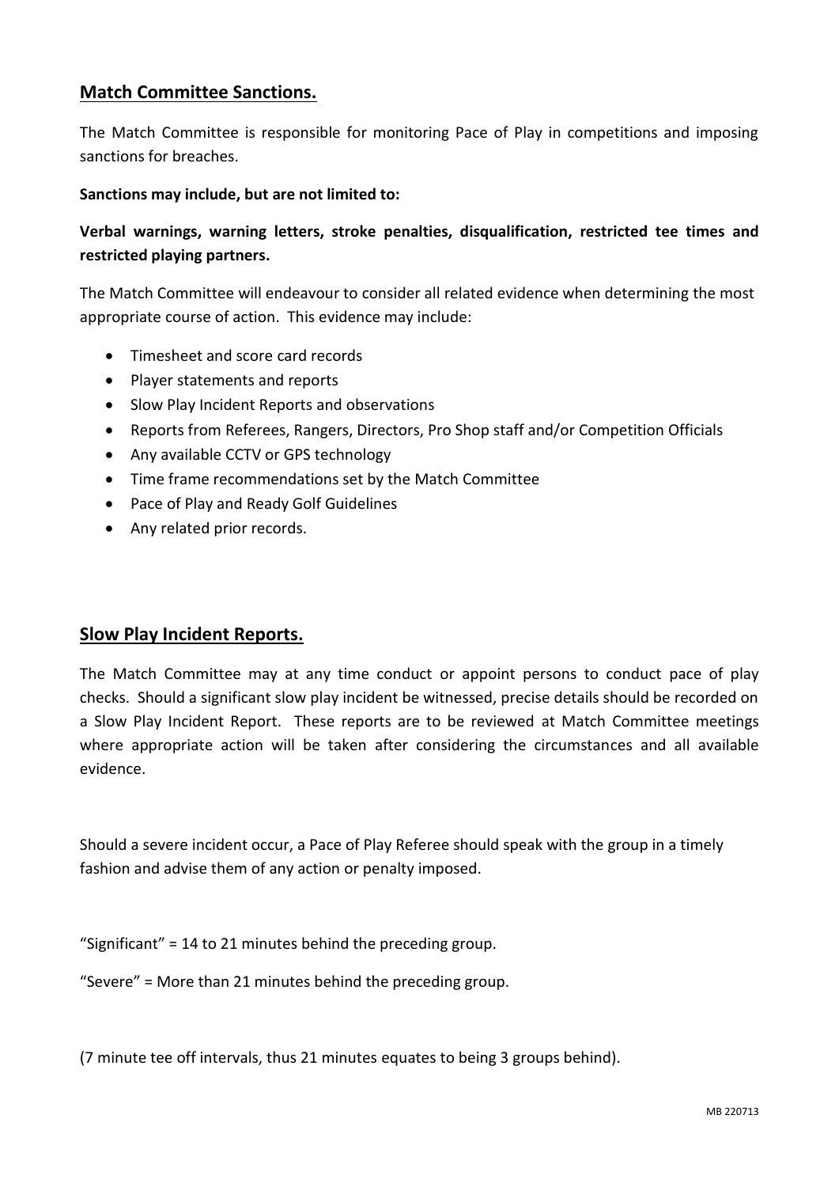## Match Committee Sanctions.

The Match Committee is responsible for monitoring Pace of Play in competitions and imposing sanctions for breaches.

**Sanctions may include, but are not limited to:**

**Verbal warnings, warning letters, stroke penalties, disqualification, restricted tee times and restricted playing partners.**

The Match Committee will endeavour to consider all related evidence when determining the most appropriate course of action. This evidence may include:

- Timesheet and score card records
- Player statements and reports
- Slow Play Incident Reports and observations
- Reports from Referees, Rangers, Directors, Pro Shop staff and/or Competition Officials
- Any available CCTV or GPS technology
- Time frame recommendations set by the Match Committee
- Pace of Play and Ready Golf Guidelines
- Any related prior records.

## Slow Play Incident Reports.

The Match Committee may at any time conduct or appoint persons to conduct pace of play checks. Should a significant slow play incident be witnessed, precise details should be recorded on a Slow Play Incident Report. These reports are to be reviewed at Match Committee meetings where appropriate action will be taken after considering the circumstances and all available evidence.

Should a severe incident occur, a Pace of Play Referee should speak with the group in a timely fashion and advise them of any action or penalty imposed.

"Significant" = 14 to 21 minutes behind the preceding group.

"Severe" = More than 21 minutes behind the preceding group.

(7 minute tee off intervals, thus 21 minutes equates to being 3 groups behind).

MB 220713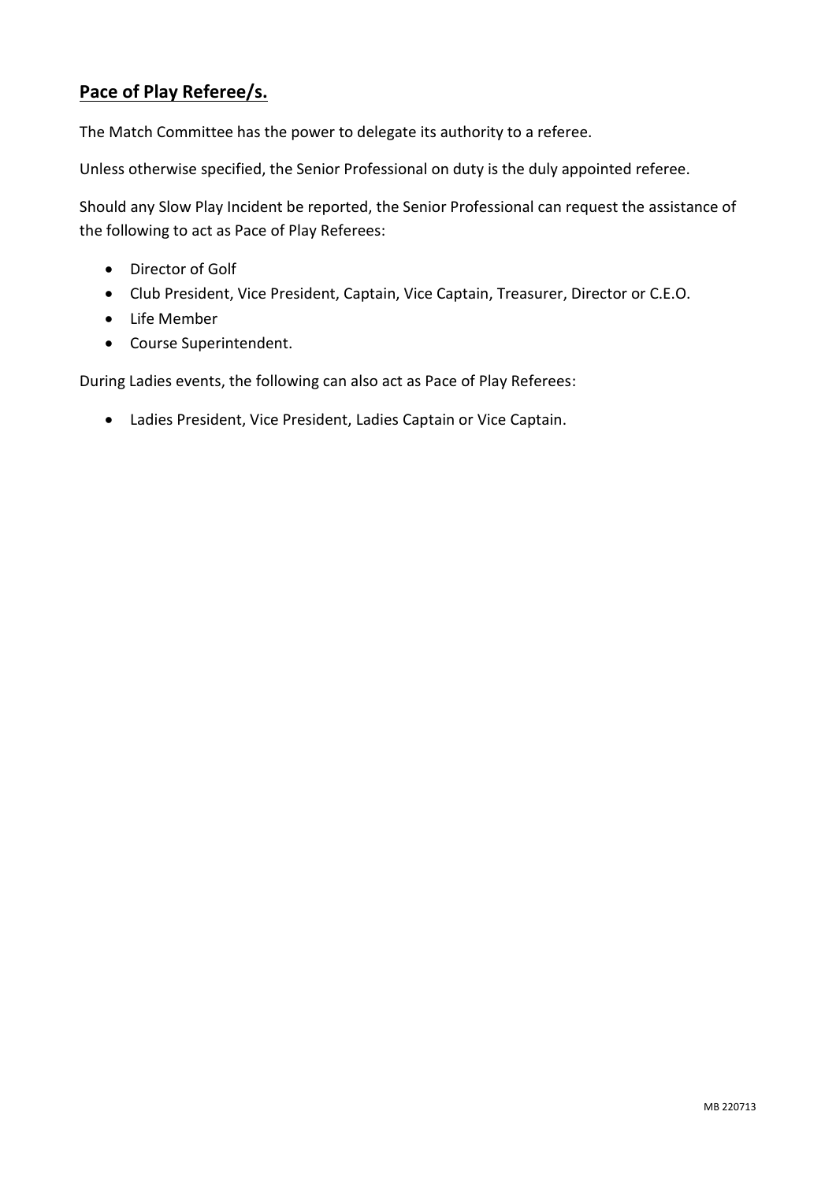## **Pace of Play Referee/s.**

The Match Committee has the power to delegate its authority to a referee.

Unless otherwise specified, the Senior Professional on duty is the duly appointed referee.

Should any Slow Play Incident be reported, the Senior Professional can request the assistance of the following to act as Pace of Play Referees:

- Director of Golf
- Club President, Vice President, Captain, Vice Captain, Treasurer, Director or C.E.O.
- Life Member
- Course Superintendent.

During Ladies events, the following can also act as Pace of Play Referees:

- Ladies President, Vice President, Ladies Captain or Vice Captain.

MB 220713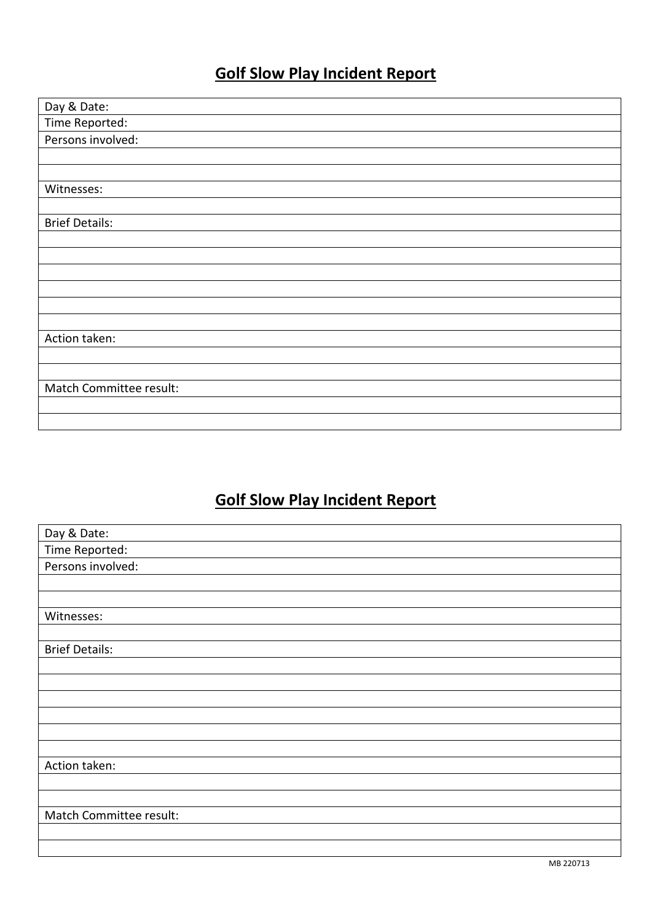# Golf Slow Play Incident Report

| |
|---|
| Day & Date: |
| Time Reported: |
| Persons involved: |
| |
| |
| Witnesses: |
| |
| Brief Details: |
| |
| |
| |
| |
| |
| |
| Action taken: |
| |
| |
| Match Committee result: |
| |
| |

# Golf Slow Play Incident Report

| |
|---|
| Day & Date: |
| Time Reported: |
| Persons involved: |
| |
| |
| Witnesses: |
| |
| Brief Details: |
| |
| |
| |
| |
| |
| |
| Action taken: |
| |
| |
| Match Committee result: |
| |
| |

MB 220713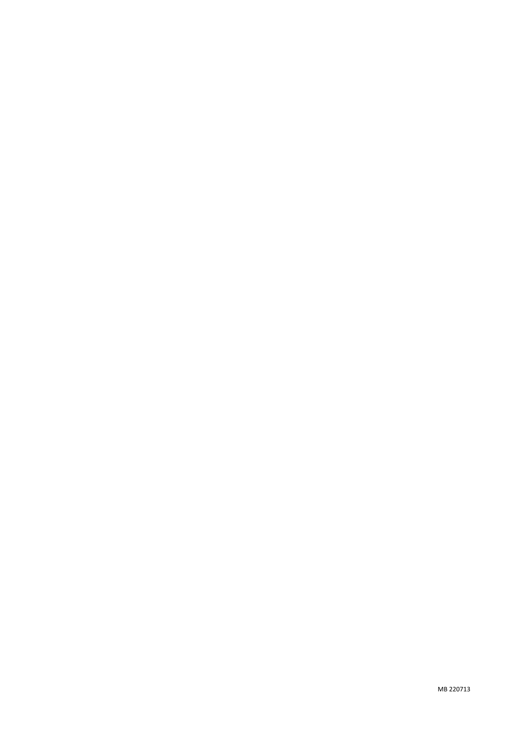MB 220713